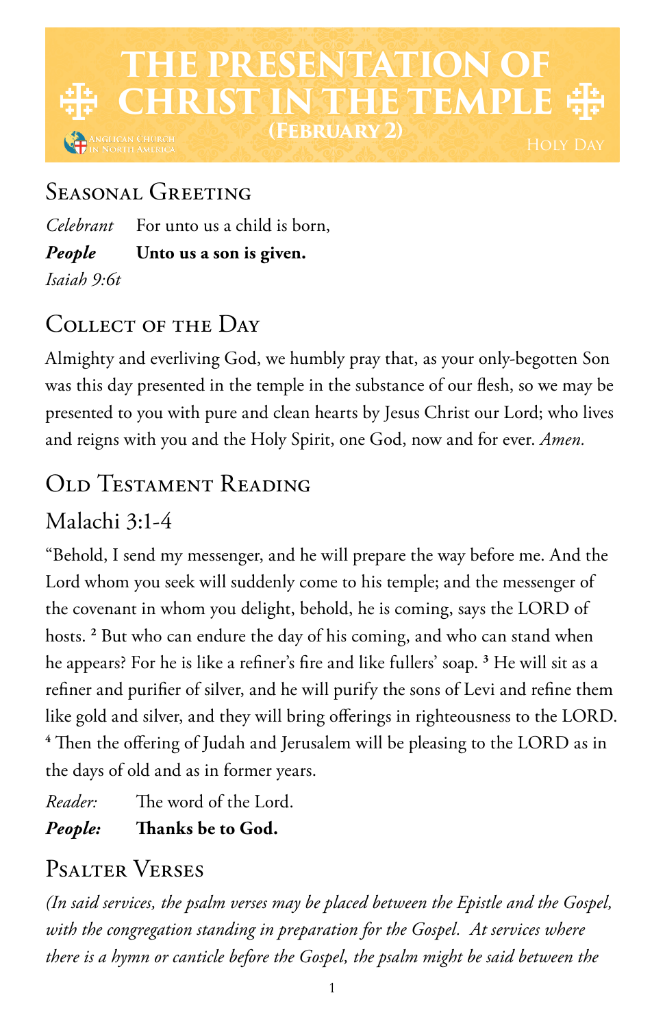# THE PRESENTATION OF CHRIST IN THE TEMPLE

**(February 2)**

Anglican Church in North America — Holy Day

## Seasonal Greeting

*Celebrant* For unto us a child is born,

***People*** **Unto us a son is given.**

*Isaiah 9:6t*

## Collect of the Day

Almighty and everliving God, we humbly pray that, as your only-begotten Son was this day presented in the temple in the substance of our flesh, so we may be presented to you with pure and clean hearts by Jesus Christ our Lord; who lives and reigns with you and the Holy Spirit, one God, now and for ever. *Amen.*

## Old Testament Reading

### Malachi 3:1-4

"Behold, I send my messenger, and he will prepare the way before me. And the Lord whom you seek will suddenly come to his temple; and the messenger of the covenant in whom you delight, behold, he is coming, says the LORD of hosts. ² But who can endure the day of his coming, and who can stand when he appears? For he is like a refiner's fire and like fullers' soap. ³ He will sit as a refiner and purifier of silver, and he will purify the sons of Levi and refine them like gold and silver, and they will bring offerings in righteousness to the LORD. ⁴ Then the offering of Judah and Jerusalem will be pleasing to the LORD as in the days of old and as in former years.

*Reader:* The word of the Lord.

***People:*** **Thanks be to God.**

## Psalter Verses

*(In said services, the psalm verses may be placed between the Epistle and the Gospel, with the congregation standing in preparation for the Gospel. At services where there is a hymn or canticle before the Gospel, the psalm might be said between the*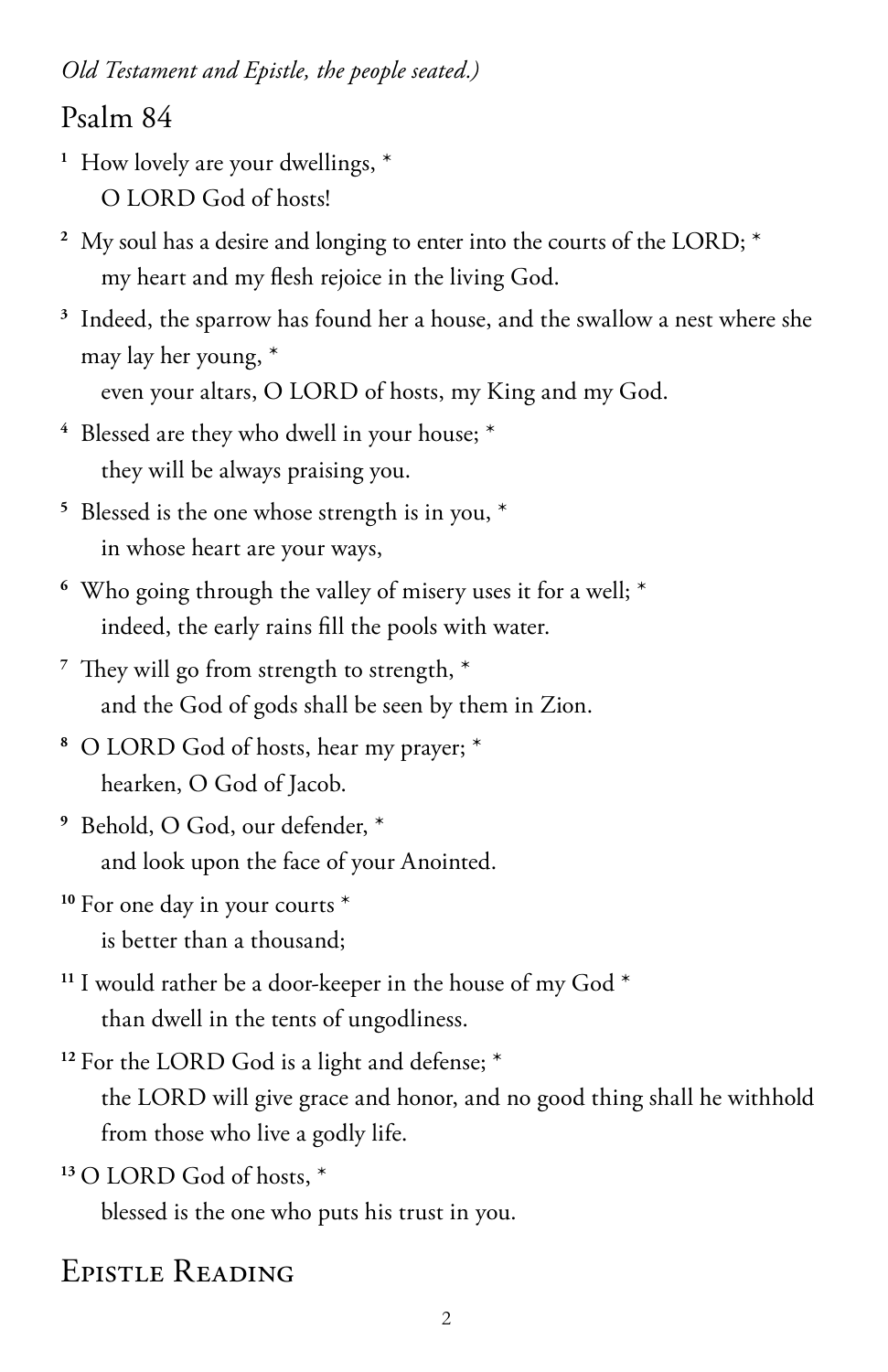*Old Testament and Epistle, the people seated.)*

## Psalm 84

1 How lovely are your dwellings, *
O LORD God of hosts!

2 My soul has a desire and longing to enter into the courts of the LORD; *
my heart and my flesh rejoice in the living God.

3 Indeed, the sparrow has found her a house, and the swallow a nest where she may lay her young, *
even your altars, O LORD of hosts, my King and my God.

4 Blessed are they who dwell in your house; *
they will be always praising you.

5 Blessed is the one whose strength is in you, *
in whose heart are your ways,

6 Who going through the valley of misery uses it for a well; *
indeed, the early rains fill the pools with water.

7 They will go from strength to strength, *
and the God of gods shall be seen by them in Zion.

8 O LORD God of hosts, hear my prayer; *
hearken, O God of Jacob.

9 Behold, O God, our defender, *
and look upon the face of your Anointed.

10 For one day in your courts *
is better than a thousand;

11 I would rather be a door-keeper in the house of my God *
than dwell in the tents of ungodliness.

12 For the LORD God is a light and defense; *
the LORD will give grace and honor, and no good thing shall he withhold from those who live a godly life.

13 O LORD God of hosts, *
blessed is the one who puts his trust in you.

## Epistle Reading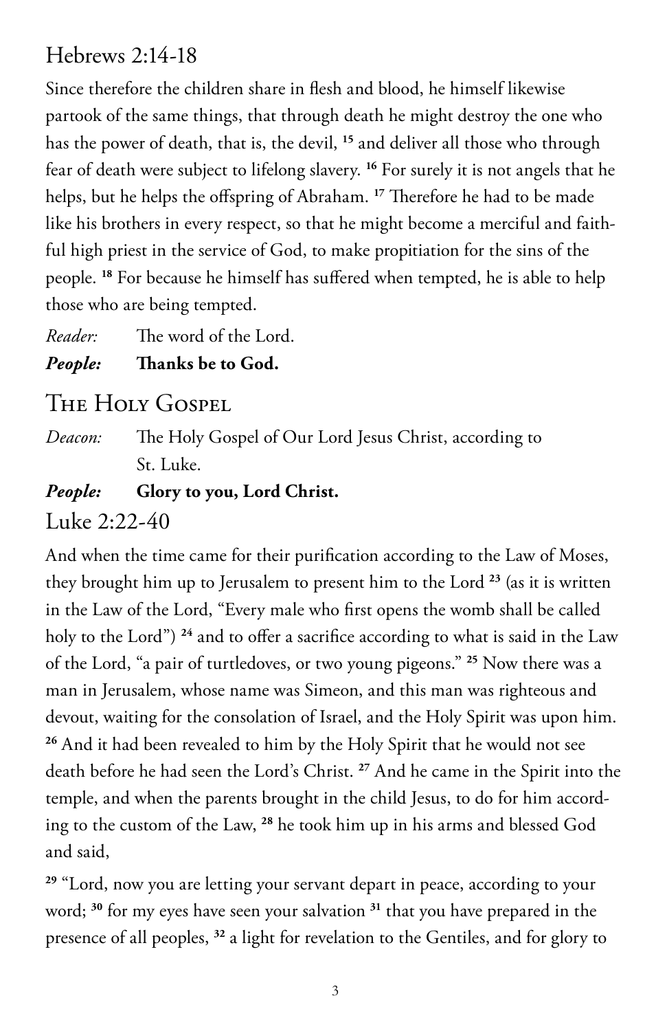## Hebrews 2:14-18

Since therefore the children share in flesh and blood, he himself likewise partook of the same things, that through death he might destroy the one who has the power of death, that is, the devil, [15] and deliver all those who through fear of death were subject to lifelong slavery. [16] For surely it is not angels that he helps, but he helps the offspring of Abraham. [17] Therefore he had to be made like his brothers in every respect, so that he might become a merciful and faithful high priest in the service of God, to make propitiation for the sins of the people. [18] For because he himself has suffered when tempted, he is able to help those who are being tempted.

*Reader:* The word of the Lord.

***People:*** **Thanks be to God.**

# The Holy Gospel

*Deacon:* The Holy Gospel of Our Lord Jesus Christ, according to St. Luke.

***People:*** **Glory to you, Lord Christ.**

## Luke 2:22-40

And when the time came for their purification according to the Law of Moses, they brought him up to Jerusalem to present him to the Lord [23] (as it is written in the Law of the Lord, "Every male who first opens the womb shall be called holy to the Lord") [24] and to offer a sacrifice according to what is said in the Law of the Lord, "a pair of turtledoves, or two young pigeons." [25] Now there was a man in Jerusalem, whose name was Simeon, and this man was righteous and devout, waiting for the consolation of Israel, and the Holy Spirit was upon him. [26] And it had been revealed to him by the Holy Spirit that he would not see death before he had seen the Lord's Christ. [27] And he came in the Spirit into the temple, and when the parents brought in the child Jesus, to do for him according to the custom of the Law, [28] he took him up in his arms and blessed God and said,

[29] "Lord, now you are letting your servant depart in peace, according to your word; [30] for my eyes have seen your salvation [31] that you have prepared in the presence of all peoples, [32] a light for revelation to the Gentiles, and for glory to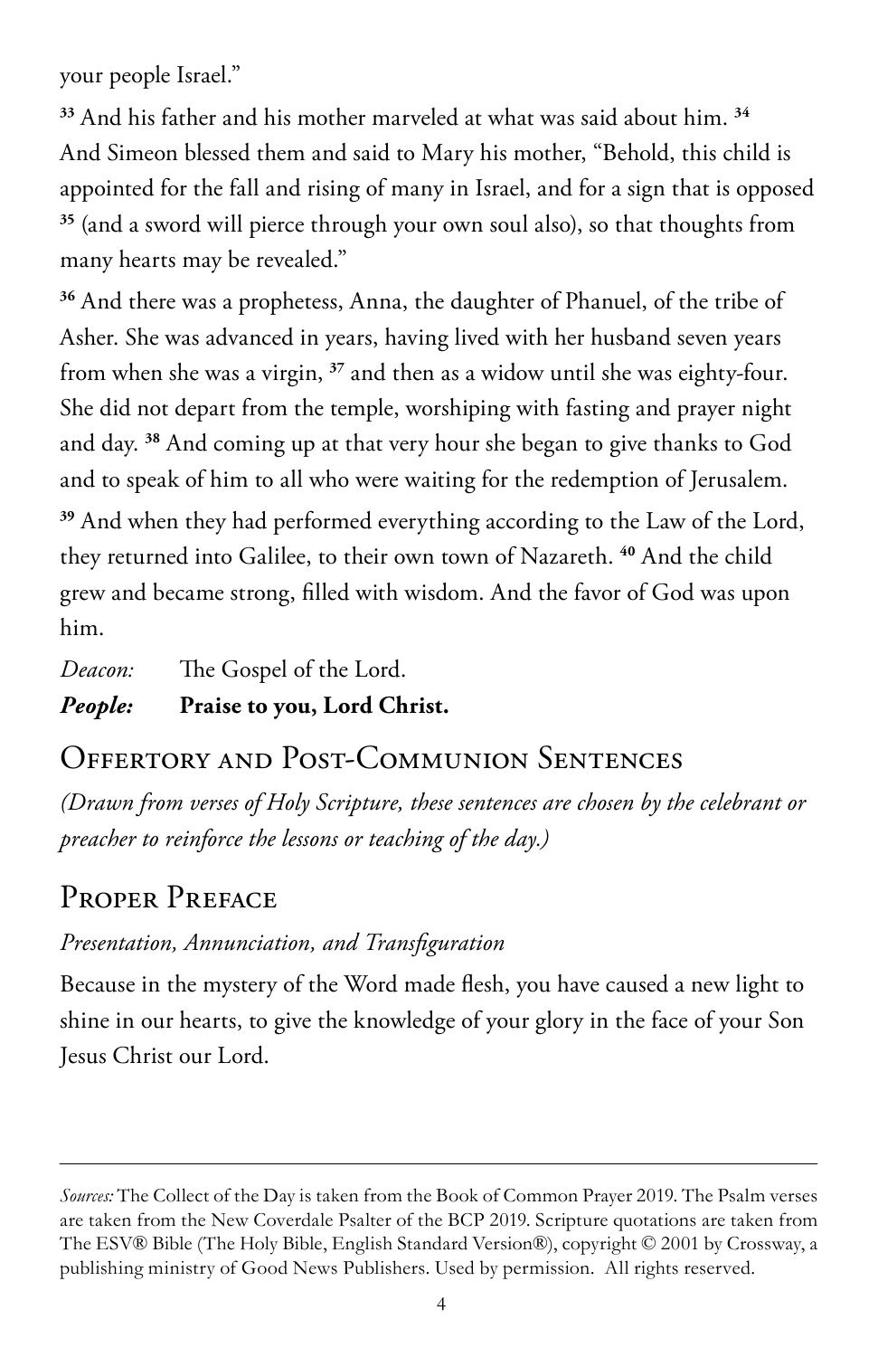your people Israel."

[33] And his father and his mother marveled at what was said about him. [34] And Simeon blessed them and said to Mary his mother, "Behold, this child is appointed for the fall and rising of many in Israel, and for a sign that is opposed [35] (and a sword will pierce through your own soul also), so that thoughts from many hearts may be revealed."

[36] And there was a prophetess, Anna, the daughter of Phanuel, of the tribe of Asher. She was advanced in years, having lived with her husband seven years from when she was a virgin, [37] and then as a widow until she was eighty-four. She did not depart from the temple, worshiping with fasting and prayer night and day. [38] And coming up at that very hour she began to give thanks to God and to speak of him to all who were waiting for the redemption of Jerusalem.

[39] And when they had performed everything according to the Law of the Lord, they returned into Galilee, to their own town of Nazareth. [40] And the child grew and became strong, filled with wisdom. And the favor of God was upon him.

*Deacon:* The Gospel of the Lord.

***People:*** **Praise to you, Lord Christ.**

## Offertory and Post-Communion Sentences

*(Drawn from verses of Holy Scripture, these sentences are chosen by the celebrant or preacher to reinforce the lessons or teaching of the day.)*

## Proper Preface

*Presentation, Annunciation, and Transfiguration*

Because in the mystery of the Word made flesh, you have caused a new light to shine in our hearts, to give the knowledge of your glory in the face of your Son Jesus Christ our Lord.

---

*Sources:* The Collect of the Day is taken from the Book of Common Prayer 2019. The Psalm verses are taken from the New Coverdale Psalter of the BCP 2019. Scripture quotations are taken from The ESV® Bible (The Holy Bible, English Standard Version®), copyright © 2001 by Crossway, a publishing ministry of Good News Publishers. Used by permission. All rights reserved.